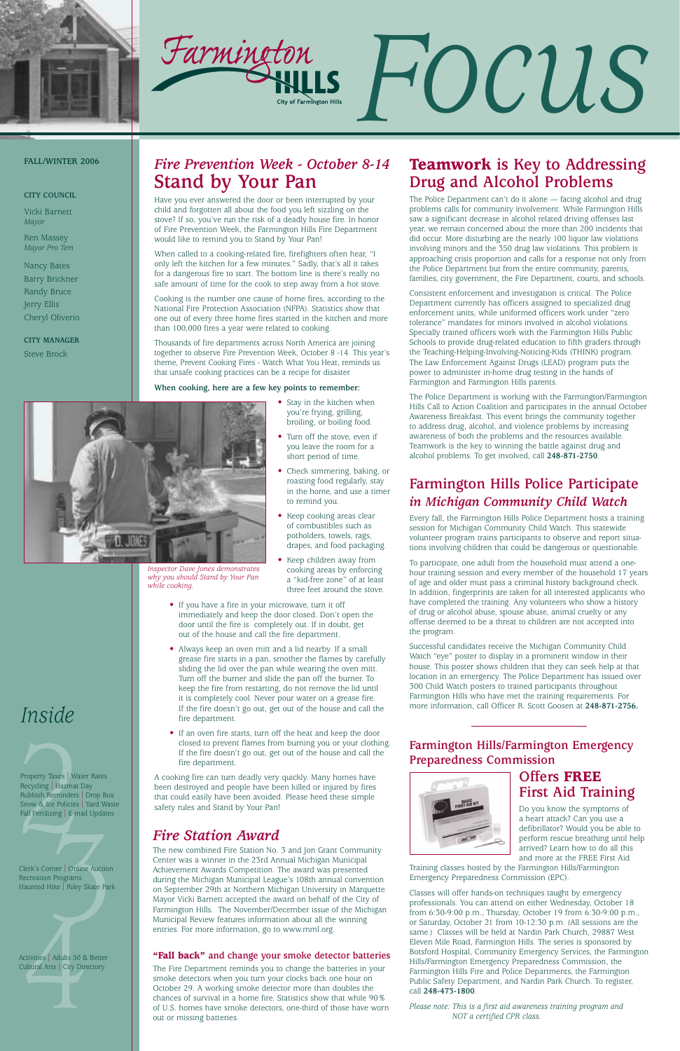# Farmington Hills Focus

City of Farmington Hills

**FALL/WINTER 2006**

**CITY COUNCIL**

Vicki Barnett
*Mayor*

Ken Massey
*Mayor Pro Tem*

Nancy Bates

Barry Brickner

Randy Bruce

Jerry Ellis

Cheryl Oliverio

**CITY MANAGER**

Steve Brock

# *Inside*

**2**
Property Taxes | Water Rates
Recycling | Hazmat Day
Rubbish Reminders | Drop Box
Snow & Ice Policies | Yard Waste
Fall Fertilizing | E-mail Updates

**3**
Clerk's Corner | Online Auction
Recreation Programs
Haunted Hike | Riley Skate Park

**4**
Activities | Adults 50 & Better
Cultural Arts | City Directory

## *Fire Prevention Week - October 8-14*
## Stand by Your Pan

Have you ever answered the door or been interrupted by your child and forgotten all about the food you left sizzling on the stove? If so, you've run the risk of a deadly house fire. In honor of Fire Prevention Week, the Farmington Hills Fire Department would like to remind you to Stand by Your Pan!

When called to a cooking-related fire, firefighters often hear, "I only left the kitchen for a few minutes." Sadly, that's all it takes for a dangerous fire to start. The bottom line is there's really no safe amount of time for the cook to step away from a hot stove.

Cooking is the number one cause of home fires, according to the National Fire Protection Association (NFPA). Statistics show that one out of every three home fires started in the kitchen and more than 100,000 fires a year were related to cooking.

Thousands of fire departments across North America are joining together to observe Fire Prevention Week, October 8 -14. This year's theme, Prevent Cooking Fires - Watch What You Heat, reminds us that unsafe cooking practices can be a recipe for disaster.

**When cooking, here are a few key points to remember:**

*Inspector Dave Jones demonstrates why you should Stand by Your Pan while cooking.*

- Stay in the kitchen when you're frying, grilling, broiling, or boiling food.
- Turn off the stove, even if you leave the room for a short period of time.
- Check simmering, baking, or roasting food regularly, stay in the home, and use a timer to remind you.
- Keep cooking areas clear of combustibles such as potholders, towels, rags, drapes, and food packaging.
- Keep children away from cooking areas by enforcing a "kid-free zone" of at least three feet around the stove.
- If you have a fire in your microwave, turn it off immediately and keep the door closed. Don't open the door until the fire is completely out. If in doubt, get out of the house and call the fire department.
- Always keep an oven mitt and a lid nearby. If a small grease fire starts in a pan, smother the flames by carefully sliding the lid over the pan while wearing the oven mitt. Turn off the burner and slide the pan off the burner. To keep the fire from restarting, do not remove the lid until it is completely cool. Never pour water on a grease fire. If the fire doesn't go out, get out of the house and call the fire department.
- If an oven fire starts, turn off the heat and keep the door closed to prevent flames from burning you or your clothing. If the fire doesn't go out, get out of the house and call the fire department.

A cooking fire can turn deadly very quickly. Many homes have been destroyed and people have been killed or injured by fires that could easily have been avoided. Please heed these simple safety rules and Stand by Your Pan!

## *Fire Station Award*

The new combined Fire Station No. 3 and Jon Grant Community Center was a winner in the 23rd Annual Michigan Municipal Achievement Awards Competition. The award was presented during the Michigan Municipal League's 108th annual convention on September 29th at Northern Michigan University in Marquette. Mayor Vicki Barnett accepted the award on behalf of the City of Farmington Hills. The November/December issue of the Michigan Municipal Review features information about all the winning entries. For more information, go to www.mml.org.

### **"Fall back"** and change your smoke detector batteries

The Fire Department reminds you to change the batteries in your smoke detectors when you turn your clocks back one hour on October 29. A working smoke detector more than doubles the chances of survival in a home fire. Statistics show that while 90% of U.S. homes have smoke detectors, one-third of those have worn out or missing batteries.

## **Teamwork** is Key to Addressing Drug and Alcohol Problems

The Police Department can't do it alone — facing alcohol and drug problems calls for community involvement. While Farmington Hills saw a significant decrease in alcohol related driving offenses last year, we remain concerned about the more than 200 incidents that did occur. More disturbing are the nearly 100 liquor law violations involving minors and the 350 drug law violations. This problem is approaching crisis proportion and calls for a response not only from the Police Department but from the entire community, parents, families, city government, the Fire Department, courts, and schools.

Consistent enforcement and investigation is critical. The Police Department currently has officers assigned to specialized drug enforcement units, while uniformed officers work under "zero tolerance" mandates for minors involved in alcohol violations. Specially trained officers work with the Farmington Hills Public Schools to provide drug-related education to fifth graders through the Teaching-Helping-Involving-Noticing-Kids (THINK) program. The Law Enforcement Against Drugs (LEAD) program puts the power to administer in-home drug testing in the hands of Farmington and Farmington Hills parents.

The Police Department is working with the Farmington/Farmington Hills Call to Action Coalition and participates in the annual October Awareness Breakfast. This event brings the community together to address drug, alcohol, and violence problems by increasing awareness of both the problems and the resources available. Teamwork is the key to winning the battle against drug and alcohol problems. To get involved, call **248-871-2750**.

## Farmington Hills Police Participate *in Michigan Community Child Watch*

Every fall, the Farmington Hills Police Department hosts a training session for Michigan Community Child Watch. This statewide volunteer program trains participants to observe and report situations involving children that could be dangerous or questionable.

To participate, one adult from the household must attend a one-hour training session and every member of the household 17 years of age and older must pass a criminal history background check. In addition, fingerprints are taken for all interested applicants who have completed the training. Any volunteers who show a history of drug or alcohol abuse, spouse abuse, animal cruelty or any offense deemed to be a threat to children are not accepted into the program.

Successful candidates receive the Michigan Community Child Watch "eye" poster to display in a prominent window in their house. This poster shows children that they can seek help at that location in an emergency. The Police Department has issued over 300 Child Watch posters to trained participants throughout Farmington Hills who have met the training requirements. For more information, call Officer R. Scott Goosen at **248-871-2756.**

### Farmington Hills/Farmington Emergency Preparedness Commission
## Offers **FREE** First Aid Training

Do you know the symptoms of a heart attack? Can you use a defibrillator? Would you be able to perform rescue breathing until help arrived? Learn how to do all this and more at the FREE First Aid Training classes hosted by the Farmington Hills/Farmington Emergency Preparedness Commission (EPC).

Classes will offer hands-on techniques taught by emergency professionals. You can attend on either Wednesday, October 18 from 6:30-9:00 p.m., Thursday, October 19 from 6:30-9:00 p.m., or Saturday, October 21 from 10-12:30 p.m. (All sessions are the same.) Classes will be held at Nardin Park Church, 29887 West Eleven Mile Road, Farmington Hills. The series is sponsored by Botsford Hospital, Community Emergency Services, the Farmington Hills/Farmington Emergency Preparedness Commission, the Farmington Hills Fire and Police Departments, the Farmington Public Safety Department, and Nardin Park Church. To register, call **248-473-1800**.

*Please note: This is a first aid awareness training program and NOT a certified CPR class.*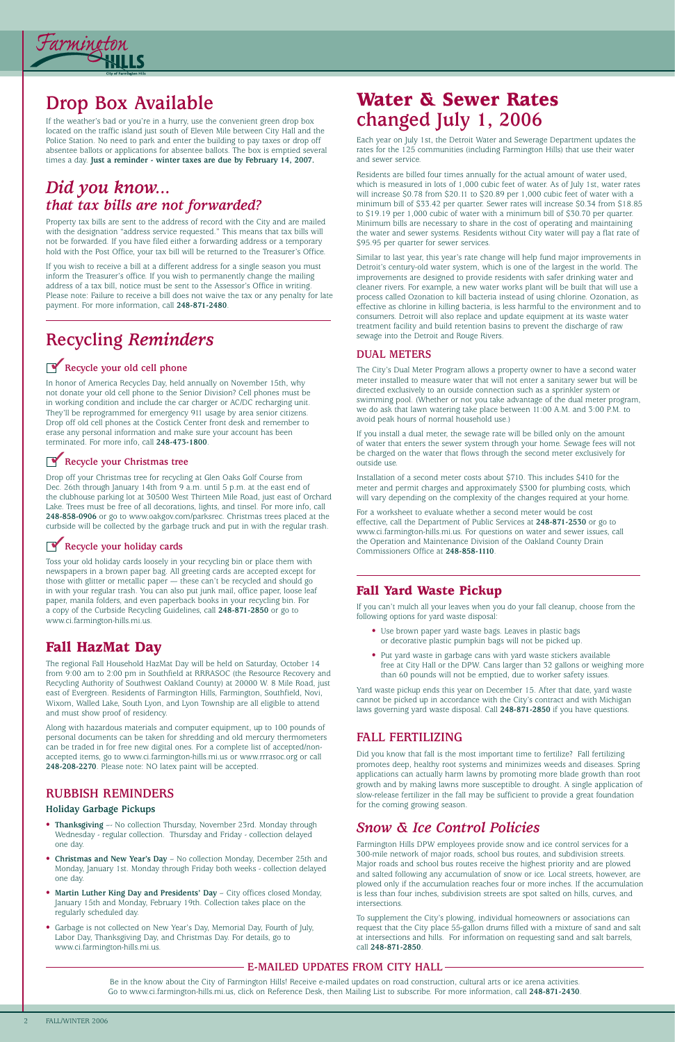# Drop Box Available

If the weather's bad or you're in a hurry, use the convenient green drop box located on the traffic island just south of Eleven Mile between City Hall and the Police Station. No need to park and enter the building to pay taxes or drop off absentee ballots or applications for absentee ballots. The box is emptied several times a day. **Just a reminder - winter taxes are due by February 14, 2007.**

# *Did you know... that tax bills are not forwarded?*

Property tax bills are sent to the address of record with the City and are mailed with the designation "address service requested." This means that tax bills will not be forwarded. If you have filed either a forwarding address or a temporary hold with the Post Office, your tax bill will be returned to the Treasurer's Office.

If you wish to receive a bill at a different address for a single season you must inform the Treasurer's office. If you wish to permanently change the mailing address of a tax bill, notice must be sent to the Assessor's Office in writing. Please note: Failure to receive a bill does not waive the tax or any penalty for late payment. For more information, call **248-871-2480**.

# Recycling *Reminders*

### Recycle your old cell phone

In honor of America Recycles Day, held annually on November 15th, why not donate your old cell phone to the Senior Division? Cell phones must be in working condition and include the car charger or AC/DC recharging unit. They'll be reprogrammed for emergency 911 usage by area senior citizens. Drop off old cell phones at the Costick Center front desk and remember to erase any personal information and make sure your account has been terminated. For more info, call **248-473-1800**.

### Recycle your Christmas tree

Drop off your Christmas tree for recycling at Glen Oaks Golf Course from Dec. 26th through January 14th from 9 a.m. until 5 p.m. at the east end of the clubhouse parking lot at 30500 West Thirteen Mile Road, just east of Orchard Lake. Trees must be free of all decorations, lights, and tinsel. For more info, call **248-858-0906** or go to www.oakgov.com/parksrec. Christmas trees placed at the curbside will be collected by the garbage truck and put in with the regular trash.

### Recycle your holiday cards

Toss your old holiday cards loosely in your recycling bin or place them with newspapers in a brown paper bag. All greeting cards are accepted except for those with glitter or metallic paper — these can't be recycled and should go in with your regular trash. You can also put junk mail, office paper, loose leaf paper, manila folders, and even paperback books in your recycling bin. For a copy of the Curbside Recycling Guidelines, call **248-871-2850** or go to www.ci.farmington-hills.mi.us.

# Fall HazMat Day

The regional Fall Household HazMat Day will be held on Saturday, October 14 from 9:00 am to 2:00 pm in Southfield at RRRASOC (the Resource Recovery and Recycling Authority of Southwest Oakland County) at 20000 W. 8 Mile Road, just east of Evergreen. Residents of Farmington Hills, Farmington, Southfield, Novi, Wixom, Walled Lake, South Lyon, and Lyon Township are all eligible to attend and must show proof of residency.

Along with hazardous materials and computer equipment, up to 100 pounds of personal documents can be taken for shredding and old mercury thermometers can be traded in for free new digital ones. For a complete list of accepted/non-accepted items, go to www.ci.farmington-hills.mi.us or www.rrrasoc.org or call **248-208-2270**. Please note: NO latex paint will be accepted.

## RUBBISH REMINDERS

### Holiday Garbage Pickups

- **Thanksgiving** –- No collection Thursday, November 23rd. Monday through Wednesday - regular collection. Thursday and Friday - collection delayed one day.
- **Christmas and New Year's Day** – No collection Monday, December 25th and Monday, January 1st. Monday through Friday both weeks - collection delayed one day.
- **Martin Luther King Day and Presidents' Day** – City offices closed Monday, January 15th and Monday, February 19th. Collection takes place on the regularly scheduled day.
- Garbage is not collected on New Year's Day, Memorial Day, Fourth of July, Labor Day, Thanksgiving Day, and Christmas Day. For details, go to www.ci.farmington-hills.mi.us.

# Water & Sewer Rates changed July 1, 2006

Each year on July 1st, the Detroit Water and Sewerage Department updates the rates for the 125 communities (including Farmington Hills) that use their water and sewer service.

Residents are billed four times annually for the actual amount of water used, which is measured in lots of 1,000 cubic feet of water. As of July 1st, water rates will increase $0.78 from $20.11 to $20.89 per 1,000 cubic feet of water with a minimum bill of $33.42 per quarter. Sewer rates will increase $0.34 from $18.85 to $19.19 per 1,000 cubic of water with a minimum bill of $30.70 per quarter. Minimum bills are necessary to share in the cost of operating and maintaining the water and sewer systems. Residents without City water will pay a flat rate of $95.95 per quarter for sewer services.

Similar to last year, this year's rate change will help fund major improvements in Detroit's century-old water system, which is one of the largest in the world. The improvements are designed to provide residents with safer drinking water and cleaner rivers. For example, a new water works plant will be built that will use a process called Ozonation to kill bacteria instead of using chlorine. Ozonation, as effective as chlorine in killing bacteria, is less harmful to the environment and to consumers. Detroit will also replace and update equipment at its waste water treatment facility and build retention basins to prevent the discharge of raw sewage into the Detroit and Rouge Rivers.

## DUAL METERS

The City's Dual Meter Program allows a property owner to have a second water meter installed to measure water that will not enter a sanitary sewer but will be directed exclusively to an outside connection such as a sprinkler system or swimming pool. (Whether or not you take advantage of the dual meter program, we do ask that lawn watering take place between 11:00 A.M. and 3:00 P.M. to avoid peak hours of normal household use.)

If you install a dual meter, the sewage rate will be billed only on the amount of water that enters the sewer system through your home. Sewage fees will not be charged on the water that flows through the second meter exclusively for outside use.

Installation of a second meter costs about $710. This includes $410 for the meter and permit charges and approximately $300 for plumbing costs, which will vary depending on the complexity of the changes required at your home.

For a worksheet to evaluate whether a second meter would be cost effective, call the Department of Public Services at **248-871-2530** or go to www.ci.farmington-hills.mi.us. For questions on water and sewer issues, call the Operation and Maintenance Division of the Oakland County Drain Commissioners Office at **248-858-1110**.

## Fall Yard Waste Pickup

If you can't mulch all your leaves when you do your fall cleanup, choose from the following options for yard waste disposal:

- Use brown paper yard waste bags. Leaves in plastic bags or decorative plastic pumpkin bags will not be picked up.
- Put yard waste in garbage cans with yard waste stickers available free at City Hall or the DPW. Cans larger than 32 gallons or weighing more than 60 pounds will not be emptied, due to worker safety issues.

Yard waste pickup ends this year on December 15. After that date, yard waste cannot be picked up in accordance with the City's contract and with Michigan laws governing yard waste disposal. Call **248-871-2850** if you have questions.

## FALL FERTILIZING

Did you know that fall is the most important time to fertilize? Fall fertilizing promotes deep, healthy root systems and minimizes weeds and diseases. Spring applications can actually harm lawns by promoting more blade growth than root growth and by making lawns more susceptible to drought. A single application of slow-release fertilizer in the fall may be sufficient to provide a great foundation for the coming growing season.

## *Snow & Ice Control Policies*

Farmington Hills DPW employees provide snow and ice control services for a 300-mile network of major roads, school bus routes, and subdivision streets. Major roads and school bus routes receive the highest priority and are plowed and salted following any accumulation of snow or ice. Local streets, however, are plowed only if the accumulation reaches four or more inches. If the accumulation is less than four inches, subdivision streets are spot salted on hills, curves, and intersections.

To supplement the City's plowing, individual homeowners or associations can request that the City place 55-gallon drums filled with a mixture of sand and salt at intersections and hills. For information on requesting sand and salt barrels, call **248-871-2850**.

## E-MAILED UPDATES FROM CITY HALL

Be in the know about the City of Farmington Hills! Receive e-mailed updates on road construction, cultural arts or ice arena activities. Go to www.ci.farmington-hills.mi.us, click on Reference Desk, then Mailing List to subscribe. For more information, call **248-871-2430**.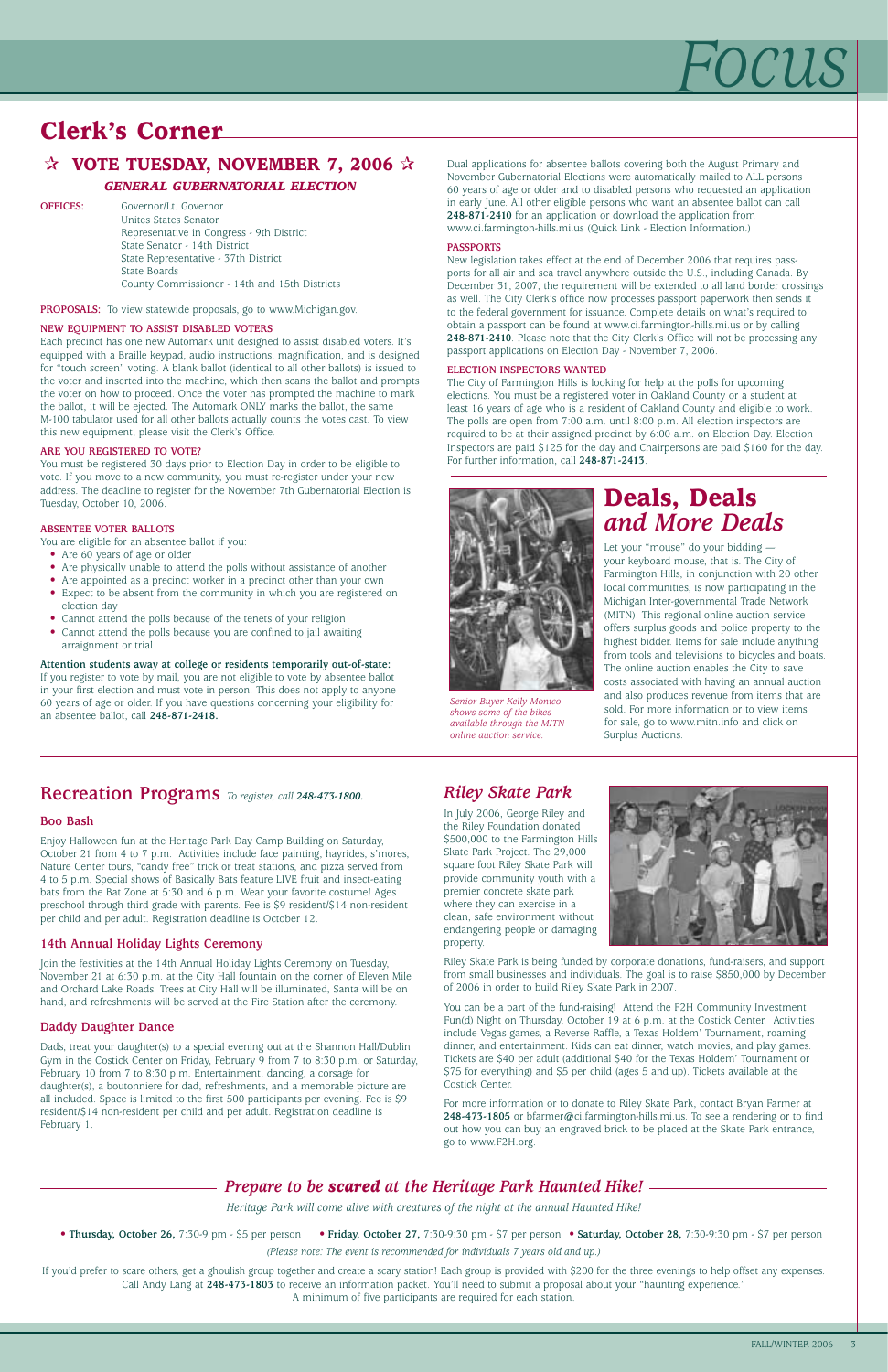# Clerk's Corner

## ☆ VOTE TUESDAY, NOVEMBER 7, 2006 ☆

### *GENERAL GUBERNATORIAL ELECTION*

**OFFICES:**
Governor/Lt. Governor
Unites States Senator
Representative in Congress - 9th District
State Senator - 14th District
State Representative - 37th District
State Boards
County Commissioner - 14th and 15th Districts

**PROPOSALS:** To view statewide proposals, go to www.Michigan.gov.

**NEW EQUIPMENT TO ASSIST DISABLED VOTERS**

Each precinct has one new Automark unit designed to assist disabled voters. It's equipped with a Braille keypad, audio instructions, magnification, and is designed for "touch screen" voting. A blank ballot (identical to all other ballots) is issued to the voter and inserted into the machine, which then scans the ballot and prompts the voter on how to proceed. Once the voter has prompted the machine to mark the ballot, it will be ejected. The Automark ONLY marks the ballot, the same M-100 tabulator used for all other ballots actually counts the votes cast. To view this new equipment, please visit the Clerk's Office.

**ARE YOU REGISTERED TO VOTE?**

You must be registered 30 days prior to Election Day in order to be eligible to vote. If you move to a new community, you must re-register under your new address. The deadline to register for the November 7th Gubernatorial Election is Tuesday, October 10, 2006.

**ABSENTEE VOTER BALLOTS**

You are eligible for an absentee ballot if you:

- Are 60 years of age or older
- Are physically unable to attend the polls without assistance of another
- Are appointed as a precinct worker in a precinct other than your own
- Expect to be absent from the community in which you are registered on election day
- Cannot attend the polls because of the tenets of your religion
- Cannot attend the polls because you are confined to jail awaiting arraignment or trial

**Attention students away at college or residents temporarily out-of-state:** If you register to vote by mail, you are not eligible to vote by absentee ballot in your first election and must vote in person. This does not apply to anyone 60 years of age or older. If you have questions concerning your eligibility for an absentee ballot, call **248-871-2418.**

Dual applications for absentee ballots covering both the August Primary and November Gubernatorial Elections were automatically mailed to ALL persons 60 years of age or older and to disabled persons who requested an application in early June. All other eligible persons who want an absentee ballot can call **248-871-2410** for an application or download the application from www.ci.farmington-hills.mi.us (Quick Link - Election Information.)

**PASSPORTS**

New legislation takes effect at the end of December 2006 that requires passports for all air and sea travel anywhere outside the U.S., including Canada. By December 31, 2007, the requirement will be extended to all land border crossings as well. The City Clerk's office now processes passport paperwork then sends it to the federal government for issuance. Complete details on what's required to obtain a passport can be found at www.ci.farmington-hills.mi.us or by calling **248-871-2410**. Please note that the City Clerk's Office will not be processing any passport applications on Election Day - November 7, 2006.

**ELECTION INSPECTORS WANTED**

The City of Farmington Hills is looking for help at the polls for upcoming elections. You must be a registered voter in Oakland County or a student at least 16 years of age who is a resident of Oakland County and eligible to work. The polls are open from 7:00 a.m. until 8:00 p.m. All election inspectors are required to be at their assigned precinct by 6:00 a.m. on Election Day. Election Inspectors are paid $125 for the day and Chairpersons are paid $160 for the day. For further information, call **248-871-2413**.

# Deals, Deals *and More Deals*

*Senior Buyer Kelly Monico shows some of the bikes available through the MITN online auction service.*

Let your "mouse" do your bidding — your keyboard mouse, that is. The City of Farmington Hills, in conjunction with 20 other local communities, is now participating in the Michigan Inter-governmental Trade Network (MITN). This regional online auction service offers surplus goods and police property to the highest bidder. Items for sale include anything from tools and televisions to bicycles and boats. The online auction enables the City to save costs associated with having an annual auction and also produces revenue from items that are sold. For more information or to view items for sale, go to www.mitn.info and click on Surplus Auctions.

## Recreation Programs *To register, call 248-473-1800.*

### Boo Bash

Enjoy Halloween fun at the Heritage Park Day Camp Building on Saturday, October 21 from 4 to 7 p.m. Activities include face painting, hayrides, s'mores, Nature Center tours, "candy free" trick or treat stations, and pizza served from 4 to 5 p.m. Special shows of Basically Bats feature LIVE fruit and insect-eating bats from the Bat Zone at 5:30 and 6 p.m. Wear your favorite costume! Ages preschool through third grade with parents. Fee is $9 resident/$14 non-resident per child and per adult. Registration deadline is October 12.

### 14th Annual Holiday Lights Ceremony

Join the festivities at the 14th Annual Holiday Lights Ceremony on Tuesday, November 21 at 6:30 p.m. at the City Hall fountain on the corner of Eleven Mile and Orchard Lake Roads. Trees at City Hall will be illuminated, Santa will be on hand, and refreshments will be served at the Fire Station after the ceremony.

### Daddy Daughter Dance

Dads, treat your daughter(s) to a special evening out at the Shannon Hall/Dublin Gym in the Costick Center on Friday, February 9 from 7 to 8:30 p.m. or Saturday, February 10 from 7 to 8:30 p.m. Entertainment, dancing, a corsage for daughter(s), a boutonniere for dad, refreshments, and a memorable picture are all included. Space is limited to the first 500 participants per evening. Fee is $9 resident/$14 non-resident per child and per adult. Registration deadline is February 1.

## *Riley Skate Park*

In July 2006, George Riley and the Riley Foundation donated $500,000 to the Farmington Hills Skate Park Project. The 29,000 square foot Riley Skate Park will provide community youth with a premier concrete skate park where they can exercise in a clean, safe environment without endangering people or damaging property.

Riley Skate Park is being funded by corporate donations, fund-raisers, and support from small businesses and individuals. The goal is to raise $850,000 by December of 2006 in order to build Riley Skate Park in 2007.

You can be a part of the fund-raising! Attend the F2H Community Investment Fun(d) Night on Thursday, October 19 at 6 p.m. at the Costick Center. Activities include Vegas games, a Reverse Raffle, a Texas Holdem' Tournament, roaming dinner, and entertainment. Kids can eat dinner, watch movies, and play games. Tickets are $40 per adult (additional $40 for the Texas Holdem' Tournament or $75 for everything) and $5 per child (ages 5 and up). Tickets available at the Costick Center.

For more information or to donate to Riley Skate Park, contact Bryan Farmer at **248-473-1805** or bfarmer@ci.farmington-hills.mi.us. To see a rendering or to find out how you can buy an engraved brick to be placed at the Skate Park entrance, go to www.F2H.org.

## *Prepare to be **scared** at the Heritage Park Haunted Hike!*

*Heritage Park will come alive with creatures of the night at the annual Haunted Hike!*

- **Thursday, October 26,** 7:30-9 pm - $5 per person
- **Friday, October 27,** 7:30-9:30 pm - $7 per person
- **Saturday, October 28,** 7:30-9:30 pm - $7 per person

*(Please note: The event is recommended for individuals 7 years old and up.)*

If you'd prefer to scare others, get a ghoulish group together and create a scary station! Each group is provided with $200 for the three evenings to help offset any expenses. Call Andy Lang at **248-473-1803** to receive an information packet. You'll need to submit a proposal about your "haunting experience." A minimum of five participants are required for each station.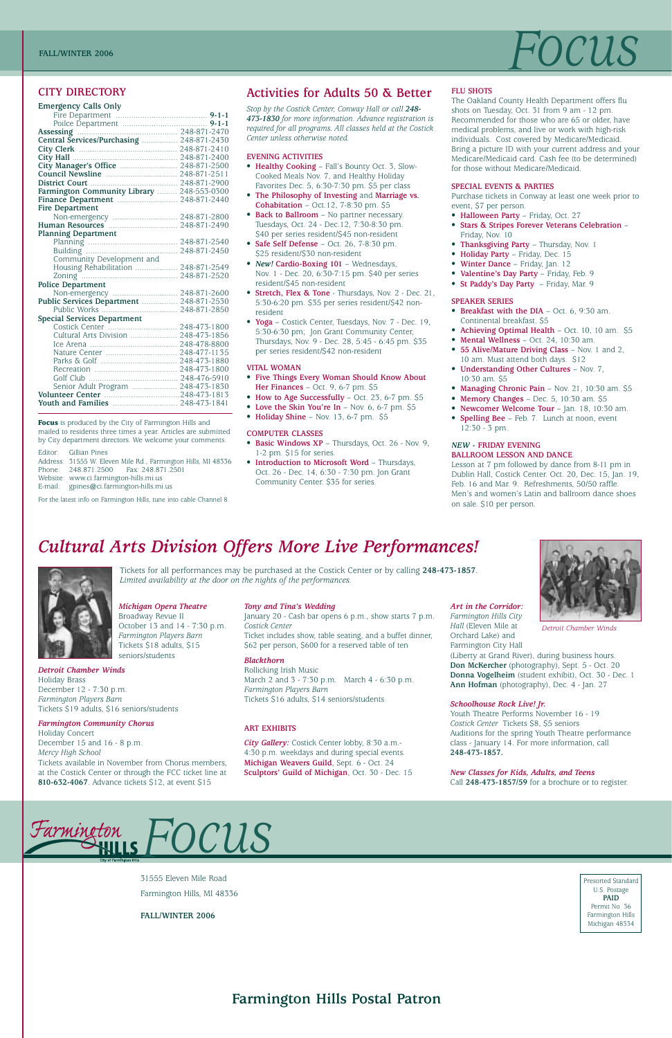# Focus

FALL/WINTER 2006

## CITY DIRECTORY

| | |
|---|---|
| **Emergency Calls Only** | |
| Fire Department | **9-1-1** |
| Police Department | **9-1-1** |
| **Assessing** | 248-871-2470 |
| **Central Services/Purchasing** | 248-871-2430 |
| **City Clerk** | 248-871-2410 |
| **City Hall** | 248-871-2400 |
| **City Manager's Office** | 248-871-2500 |
| **Council Newsline** | 248-871-2511 |
| **District Court** | 248-871-2900 |
| **Farmington Community Library** | 248-553-0300 |
| **Finance Department** | 248-871-2440 |
| **Fire Department** | |
| Non-emergency | 248-871-2800 |
| **Human Resources** | 248-871-2490 |
| **Planning Department** | |
| Planning | 248-871-2540 |
| Building | 248-871-2450 |
| Community Development and Housing Rehabilitation | 248-871-2549 |
| Zoning | 248-871-2520 |
| **Police Department** | |
| Non-emergency | 248-871-2600 |
| **Public Services Department** | 248-871-2530 |
| Public Works | 248-871-2850 |
| **Special Services Department** | |
| Costick Center | 248-473-1800 |
| Cultural Arts Division | 248-473-1856 |
| Ice Arena | 248-478-8800 |
| Nature Center | 248-477-1135 |
| Parks & Golf | 248-473-1880 |
| Recreation | 248-473-1800 |
| Golf Club | 248-476-5910 |
| Senior Adult Program | 248-473-1830 |
| **Volunteer Center** | 248-473-1813 |
| **Youth and Families** | 248-473-1841 |

**Focus** is produced by the City of Farmington Hills and mailed to residents three times a year. Articles are submitted by City department directors. We welcome your comments.

Editor: Gillian Pines
Address: 31555 W. Eleven Mile Rd., Farmington Hills, MI 48336
Phone: 248.871.2500 Fax: 248.871.2501
Website: www.ci.farmington-hills.mi.us
E-mail: gpines@ci.farmington-hills.mi.us

For the latest info on Farmington Hills, tune into cable Channel 8.

## Activities for Adults 50 & Better

*Stop by the Costick Center, Conway Hall or call **248-473-1830** for more information. Advance registration is required for all programs. All classes held at the Costick Center unless otherwise noted.*

### EVENING ACTIVITIES

- **Healthy Cooking** – Fall's Bounty Oct. 3, Slow-Cooked Meals Nov. 7, and Healthy Holiday Favorites Dec. 5, 6:30-7:30 pm. $5 per class
- **The Philosophy of Investing** and **Marriage vs. Cohabitation** – Oct.12, 7-8:30 pm. $5
- **Back to Ballroom** – No partner necessary. Tuesdays, Oct. 24 - Dec.12, 7:30-8:30 pm. $40 per series resident/$45 non-resident
- **Safe Self Defense** – Oct. 26, 7-8:30 pm. $25 resident/$30 non-resident
- ***New!* Cardio-Boxing 101** – Wednesdays, Nov. 1 - Dec. 20, 6:30-7:15 pm. $40 per series resident/$45 non-resident
- **Stretch, Flex & Tone** - Thursdays, Nov. 2 - Dec. 21, 5:30-6:20 pm. $35 per series resident/$42 non-resident
- **Yoga** – Costick Center, Tuesdays, Nov. 7 - Dec. 19, 5:30-6:30 pm; Jon Grant Community Center, Thursdays, Nov. 9 - Dec. 28, 5:45 - 6:45 pm. $35 per series resident/$42 non-resident

### VITAL WOMAN

- **Five Things Every Woman Should Know About Her Finances** – Oct. 9, 6-7 pm. $5
- **How to Age Successfully** – Oct. 23, 6-7 pm. $5
- **Love the Skin You're In** – Nov. 6, 6-7 pm. $5
- **Holiday Shine** – Nov. 13, 6-7 pm. $5

### COMPUTER CLASSES

- **Basic Windows XP** – Thursdays, Oct. 26 - Nov. 9, 1-2 pm. $15 for series.
- **Introduction to Microsoft Word** – Thursdays, Oct. 26 - Dec. 14, 6:30 - 7:30 pm. Jon Grant Community Center. $35 for series.

### FLU SHOTS

The Oakland County Health Department offers flu shots on Tuesday, Oct. 31 from 9 am - 12 pm. Recommended for those who are 65 or older, have medical problems, and live or work with high-risk individuals. Cost covered by Medicare/Medicaid. Bring a picture ID with your current address and your Medicare/Medicaid card. Cash fee (to be determined) for those without Medicare/Medicaid.

### SPECIAL EVENTS & PARTIES

Purchase tickets in Conway at least one week prior to event, $7 per person.

- **Halloween Party** – Friday, Oct. 27
- **Stars & Stripes Forever Veterans Celebration** – Friday, Nov. 10
- **Thanksgiving Party** – Thursday, Nov. 1
- **Holiday Party** – Friday, Dec. 15
- **Winter Dance** – Friday, Jan. 12
- **Valentine's Day Party** – Friday, Feb. 9
- **St Paddy's Day Party** – Friday, Mar. 9

### SPEAKER SERIES

- **Breakfast with the DIA** – Oct. 6, 9:30 am. Continental breakfast. $5
- **Achieving Optimal Health** – Oct. 10, 10 am. $5
- **Mental Wellness** – Oct. 24, 10:30 am.
- **55 Alive/Mature Driving Class** – Nov. 1 and 2, 10 am. Must attend both days. $12
- **Understanding Other Cultures** – Nov. 7, 10:30 am. $5
- **Managing Chronic Pain** – Nov. 21, 10:30 am. $5
- **Memory Changes** – Dec. 5, 10:30 am. $5
- **Newcomer Welcome Tour** – Jan. 18, 10:30 am.
- **Spelling Bee** – Feb. 7. Lunch at noon, event 12:30 - 3 pm.

### *NEW* - FRIDAY EVENING BALLROOM LESSON AND DANCE

Lesson at 7 pm followed by dance from 8-11 pm in Dublin Hall, Costick Center. Oct. 20, Dec. 15, Jan. 19, Feb. 16 and Mar. 9. Refreshments, 50/50 raffle. Men's and women's Latin and ballroom dance shoes on sale. $10 per person.

## *Cultural Arts Division Offers More Live Performances!*

Tickets for all performances may be purchased at the Costick Center or by calling **248-473-1857**. *Limited availability at the door on the nights of the performances.*

***Michigan Opera Theatre***
Broadway Revue II
October 13 and 14 - 7:30 p.m.
*Farmington Players Barn*
Tickets $18 adults, $15 seniors/students

***Detroit Chamber Winds***
Holiday Brass
December 12 - 7:30 p.m.
*Farmington Players Barn*
Tickets $19 adults, $16 seniors/students

***Farmington Community Chorus***
Holiday Concert
December 15 and 16 - 8 p.m.
*Mercy High School*
Tickets available in November from Chorus members, at the Costick Center or through the FCC ticket line at **810-632-4067**. Advance tickets $12, at event $15

***Tony and Tina's Wedding***
January 20 - Cash bar opens 6 p.m., show starts 7 p.m.
*Costick Center*
Ticket includes show, table seating, and a buffet dinner, $62 per person, $600 for a reserved table of ten

***Blackthorn***
Rollicking Irish Music
March 2 and 3 - 7:30 p.m. March 4 - 6:30 p.m.
*Farmington Players Barn*
Tickets $16 adults, $14 seniors/students

### ART EXHIBITS

***City Gallery:*** Costick Center lobby, 8:30 a.m.-4:30 p.m. weekdays and during special events.
**Michigan Weavers Guild**, Sept. 6 - Oct. 24
**Sculptors' Guild of Michigan**, Oct. 30 - Dec. 15

***Art in the Corridor:*** *Farmington Hills City Hall* (Eleven Mile at Orchard Lake) and Farmington City Hall (Liberty at Grand River), during business hours.
**Don McKercher** (photography), Sept. 5 - Oct. 20
**Donna Vogelheim** (student exhibit), Oct. 30 - Dec. 1
**Ann Hofman** (photography), Dec. 4 - Jan. 27

*Detroit Chamber Winds*

***Schoolhouse Rock Live! Jr.***
Youth Theatre Performs November 16 - 19
*Costick Center* Tickets $8, $5 seniors
Auditions for the spring Youth Theatre performance class - January 14. For more information, call **248-473-1857.**

***New Classes for Kids, Adults, and Teens***
Call **248-473-1857/59** for a brochure or to register.

---

Farmington Hills FOCUS

31555 Eleven Mile Road
Farmington Hills, MI 48336

**FALL/WINTER 2006**

Presorted Standard
U.S. Postage
**PAID**
Permit No. 36
Farmington Hills
Michigan 48334

Farmington Hills Postal Patron